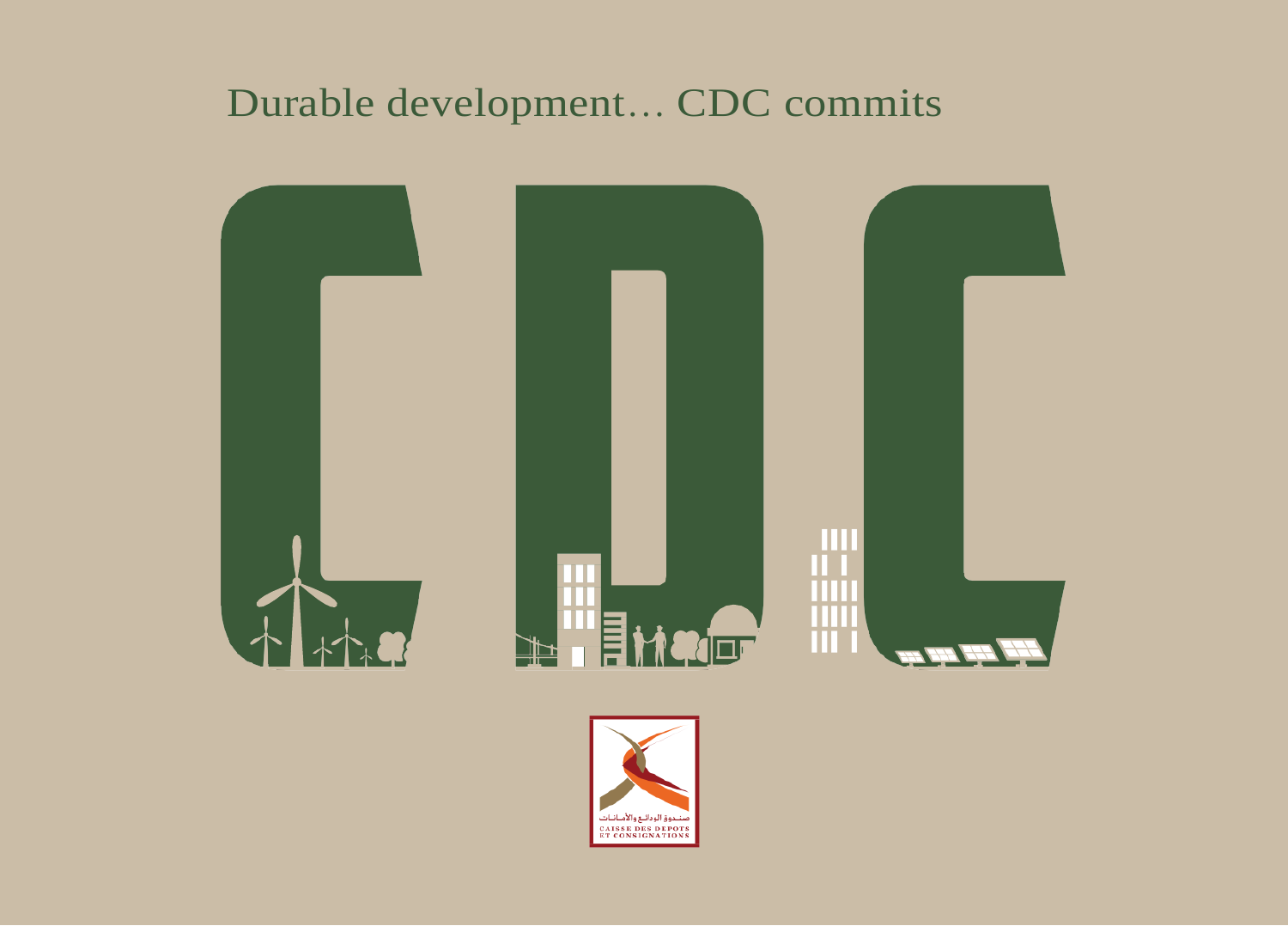# Durable development… CDC commits

CDC

صندوق الإيداع والتدبير

CAISSE DES DEPOTS
ET CONSIGNATIONS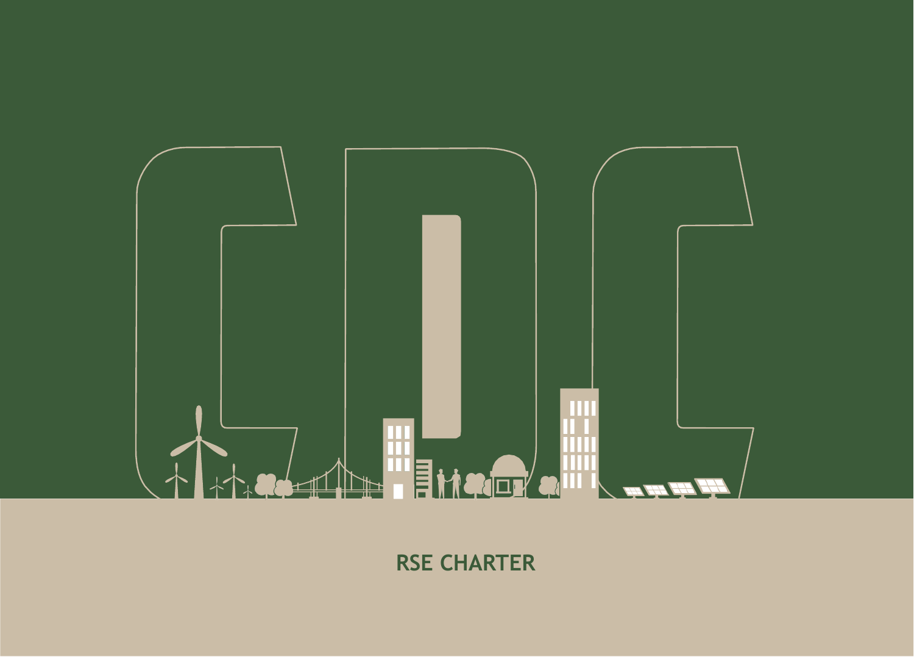# RSE CHARTER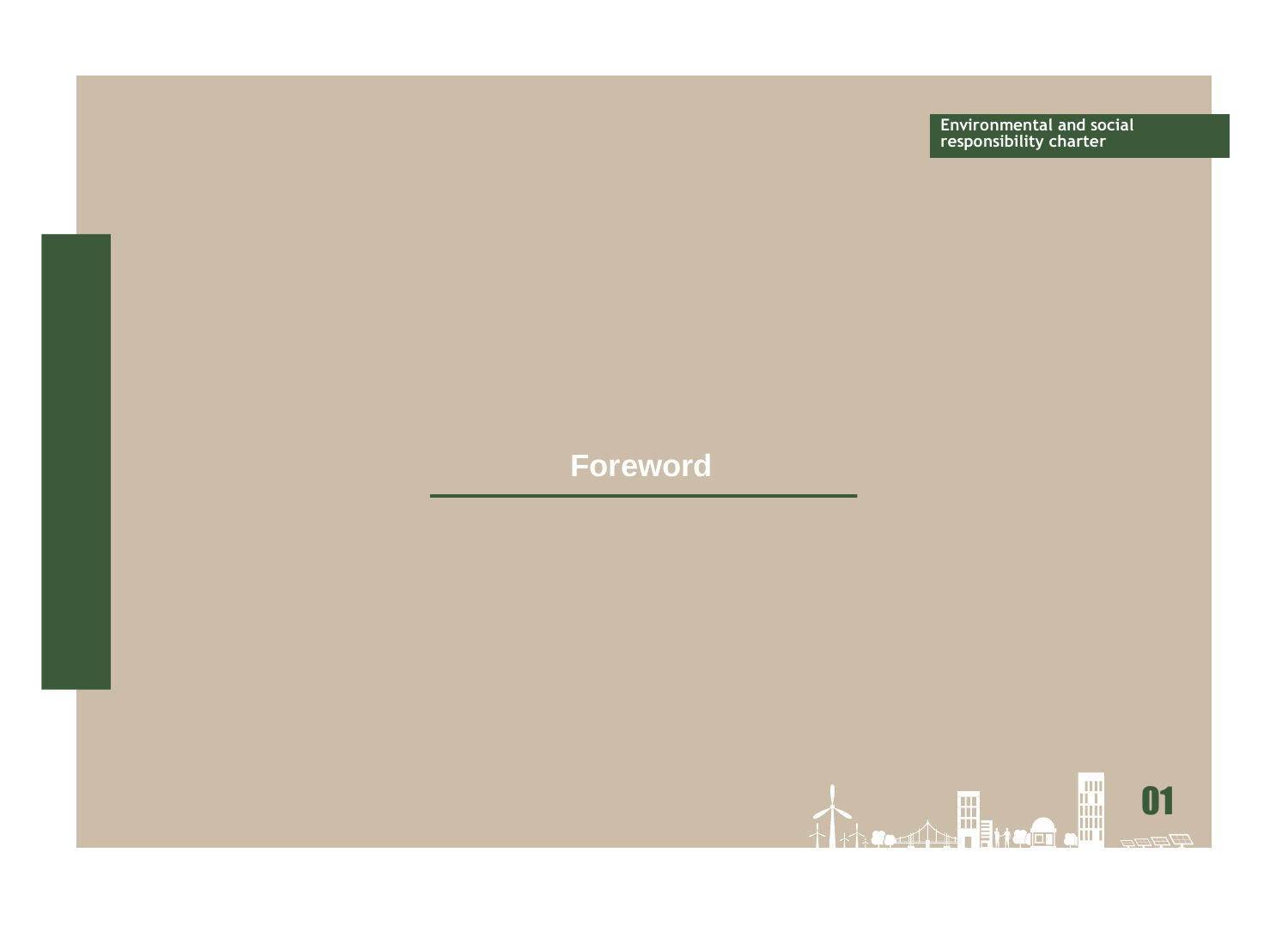# Foreword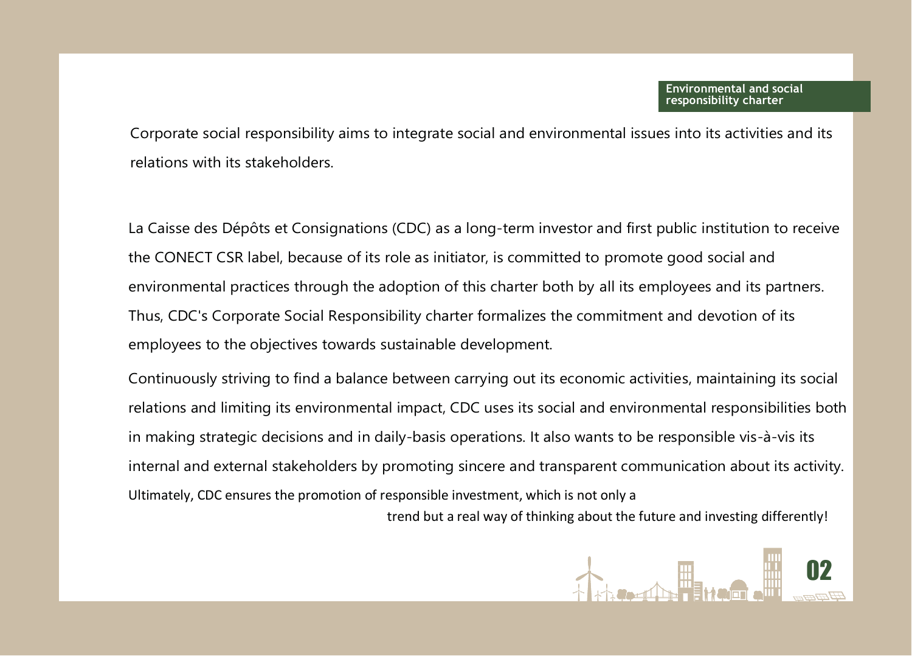Corporate social responsibility aims to integrate social and environmental issues into its activities and its relations with its stakeholders.

La Caisse des Dépôts et Consignations (CDC) as a long-term investor and first public institution to receive the CONECT CSR label, because of its role as initiator, is committed to promote good social and environmental practices through the adoption of this charter both by all its employees and its partners. Thus, CDC's Corporate Social Responsibility charter formalizes the commitment and devotion of its employees to the objectives towards sustainable development.

Continuously striving to find a balance between carrying out its economic activities, maintaining its social relations and limiting its environmental impact, CDC uses its social and environmental responsibilities both in making strategic decisions and in daily-basis operations. It also wants to be responsible vis-à-vis its internal and external stakeholders by promoting sincere and transparent communication about its activity.

Ultimately, CDC ensures the promotion of responsible investment, which is not only a trend but a real way of thinking about the future and investing differently!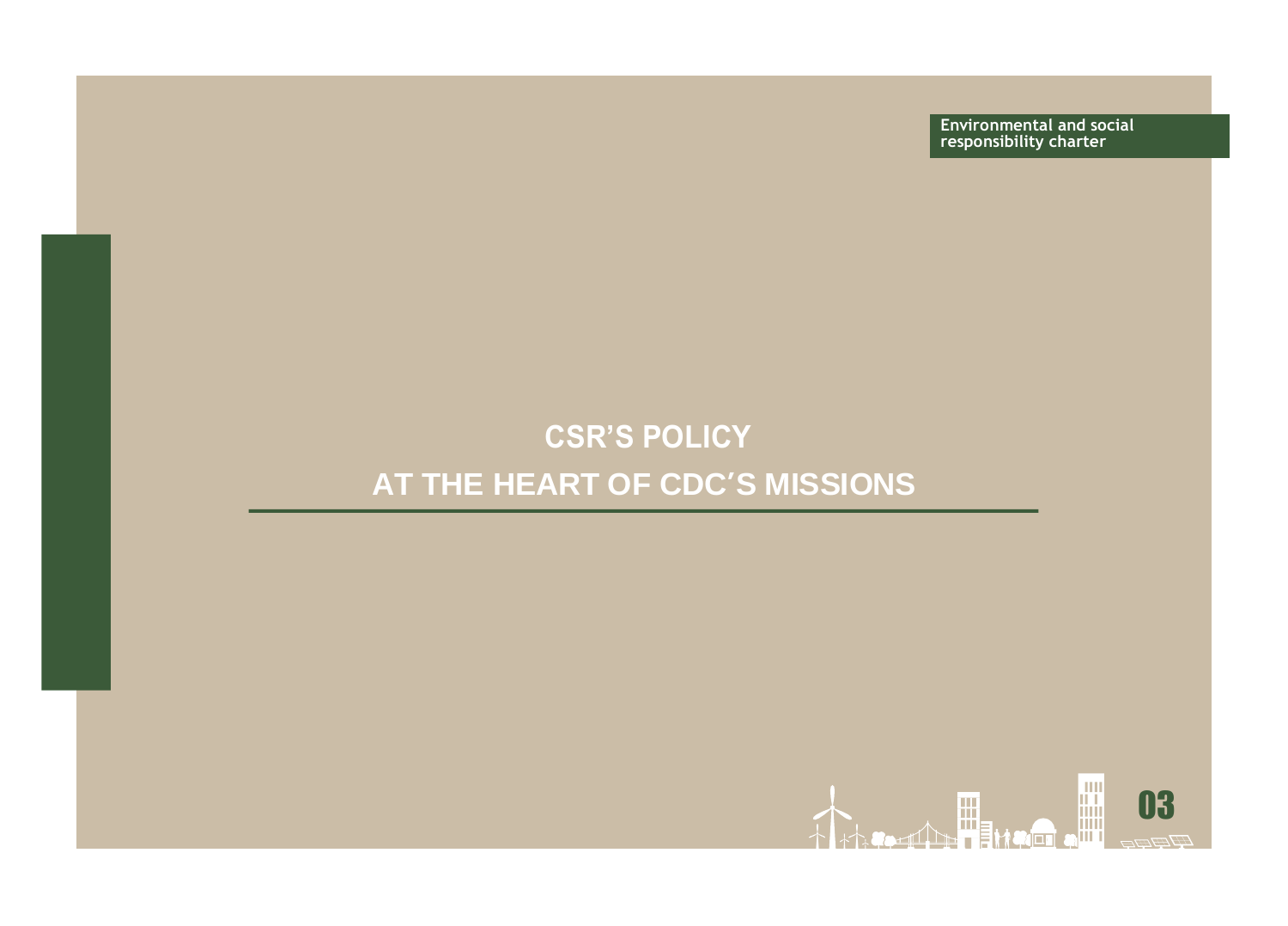# CSR'S POLICY AT THE HEART OF CDC'S MISSIONS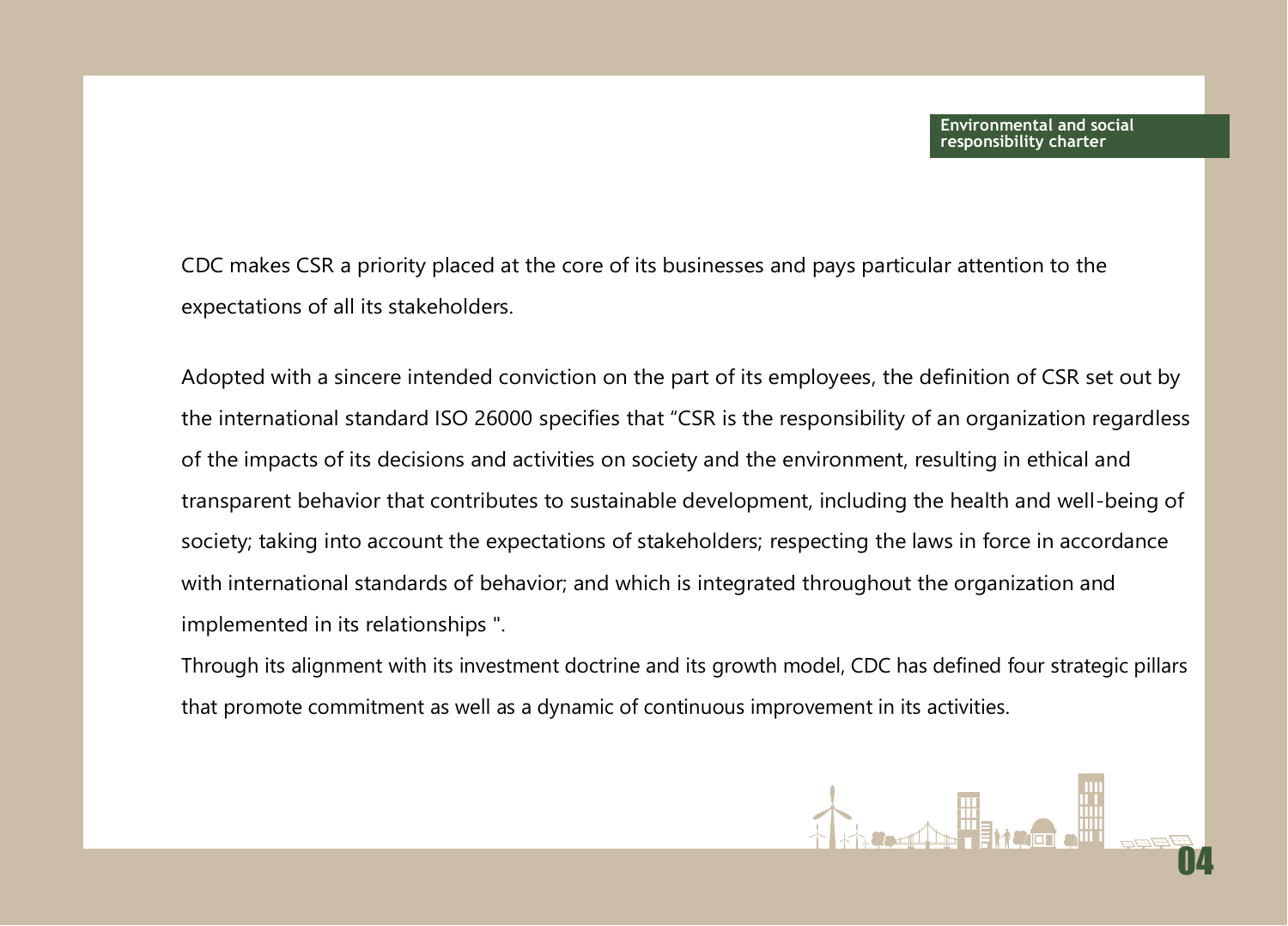CDC makes CSR a priority placed at the core of its businesses and pays particular attention to the expectations of all its stakeholders.

Adopted with a sincere intended conviction on the part of its employees, the definition of CSR set out by the international standard ISO 26000 specifies that "CSR is the responsibility of an organization regardless of the impacts of its decisions and activities on society and the environment, resulting in ethical and transparent behavior that contributes to sustainable development, including the health and well-being of society; taking into account the expectations of stakeholders; respecting the laws in force in accordance with international standards of behavior; and which is integrated throughout the organization and implemented in its relationships ".

Through its alignment with its investment doctrine and its growth model, CDC has defined four strategic pillars that promote commitment as well as a dynamic of continuous improvement in its activities.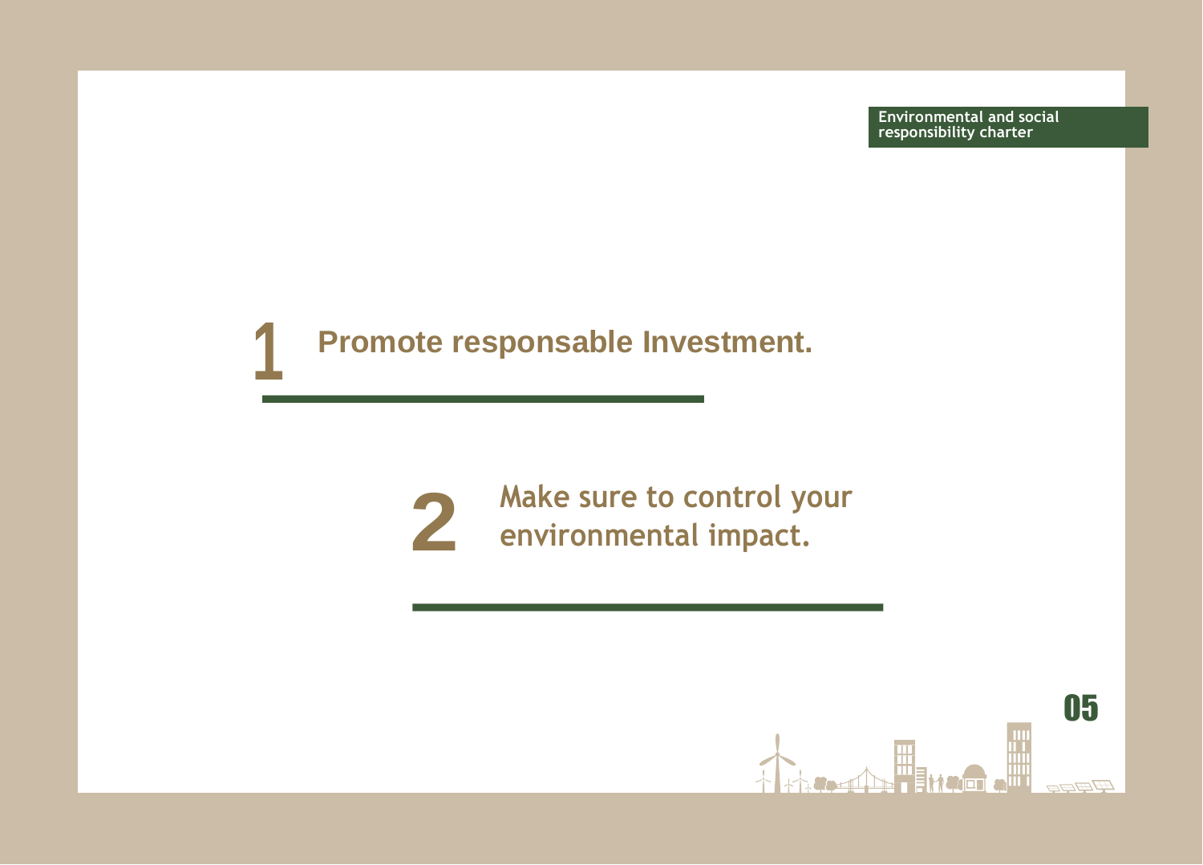## 1 Promote responsable Investment.

## 2 Make sure to control your environmental impact.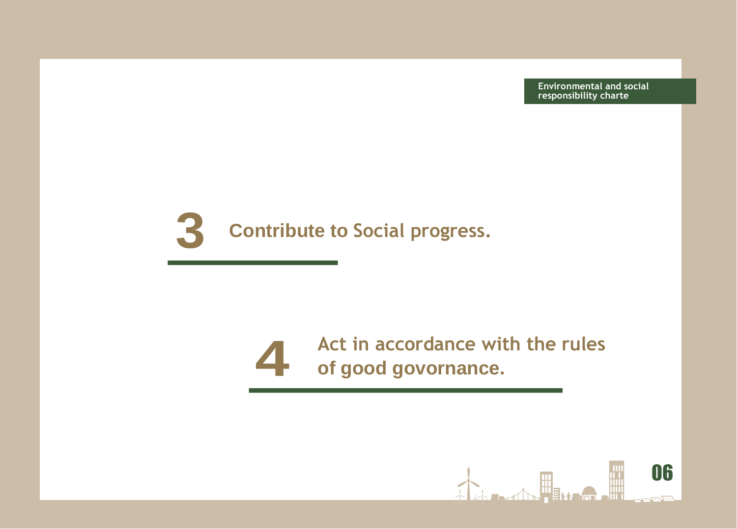## 3 Contribute to Social progress.

## 4 Act in accordance with the rules of good govornance.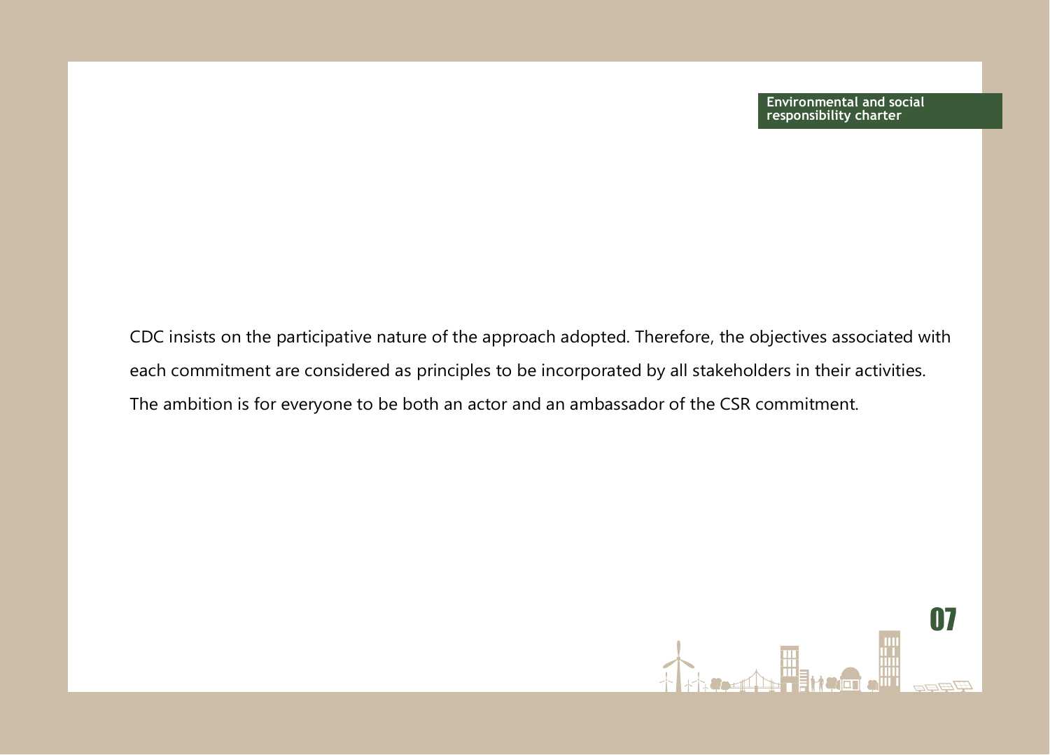CDC insists on the participative nature of the approach adopted. Therefore, the objectives associated with each commitment are considered as principles to be incorporated by all stakeholders in their activities. The ambition is for everyone to be both an actor and an ambassador of the CSR commitment.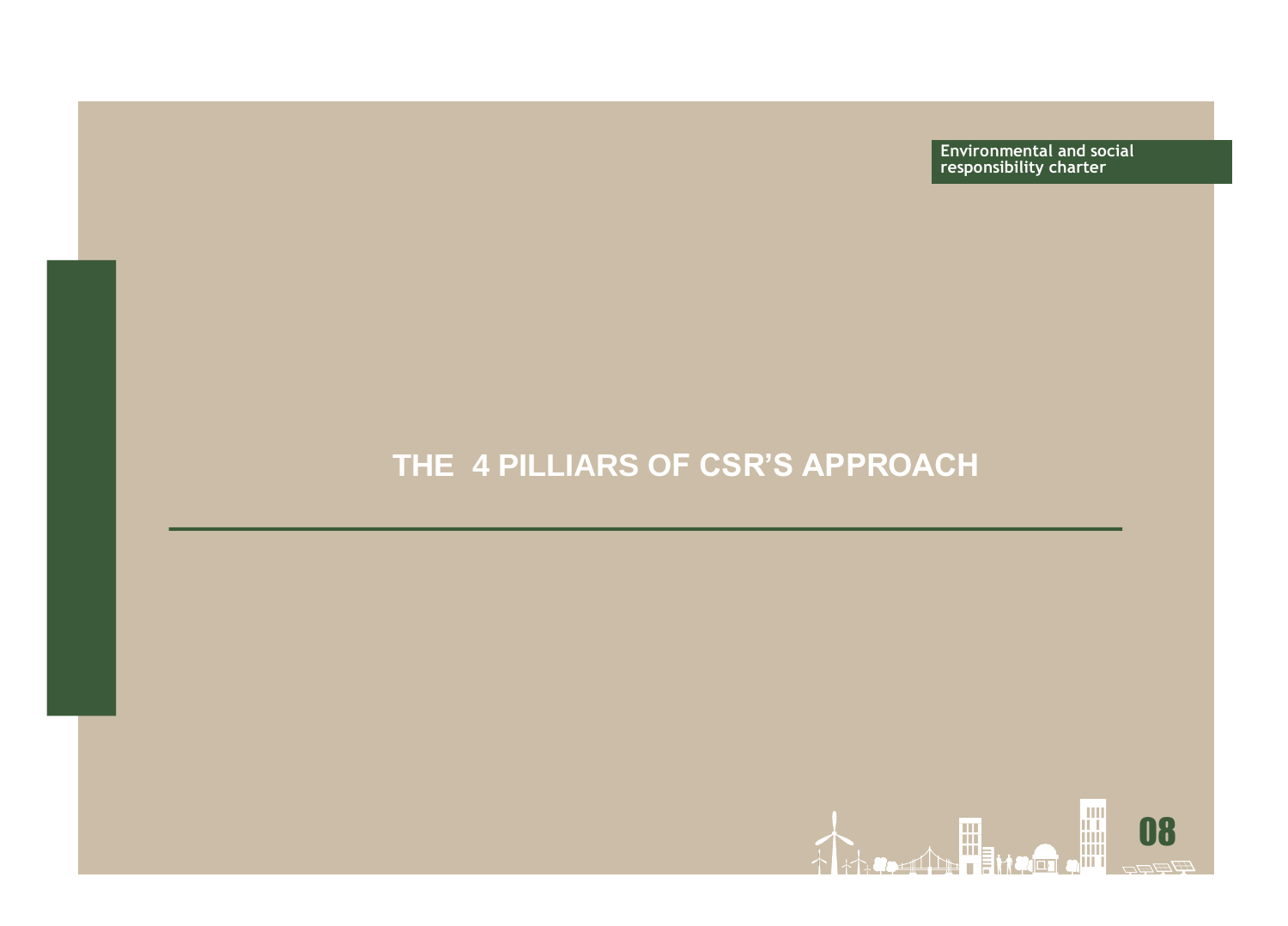# THE  4 PILLIARS OF CSR'S APPROACH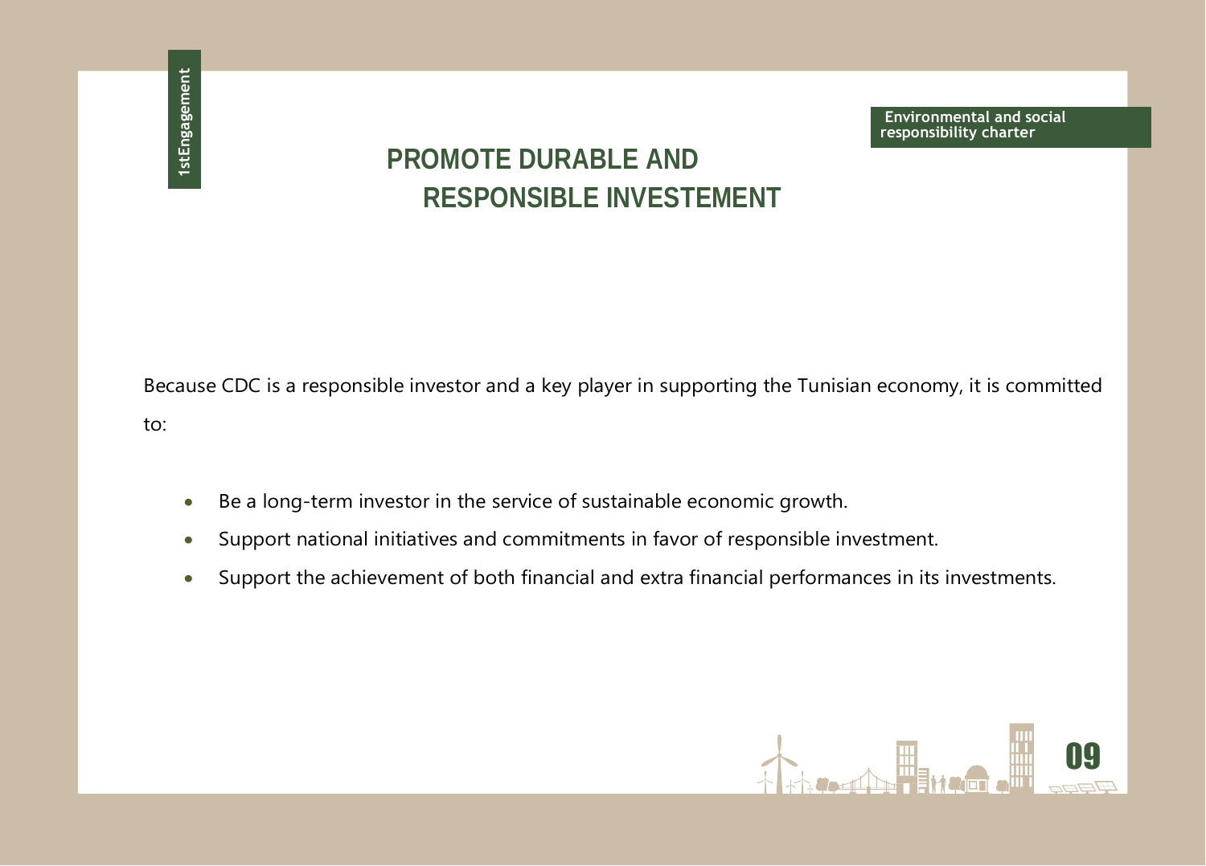1stEngagement

# PROMOTE DURABLE AND RESPONSIBLE INVESTEMENT

Because CDC is a responsible investor and a key player in supporting the Tunisian economy, it is committed to:

- Be a long-term investor in the service of sustainable economic growth.
- Support national initiatives and commitments in favor of responsible investment.
- Support the achievement of both financial and extra financial performances in its investments.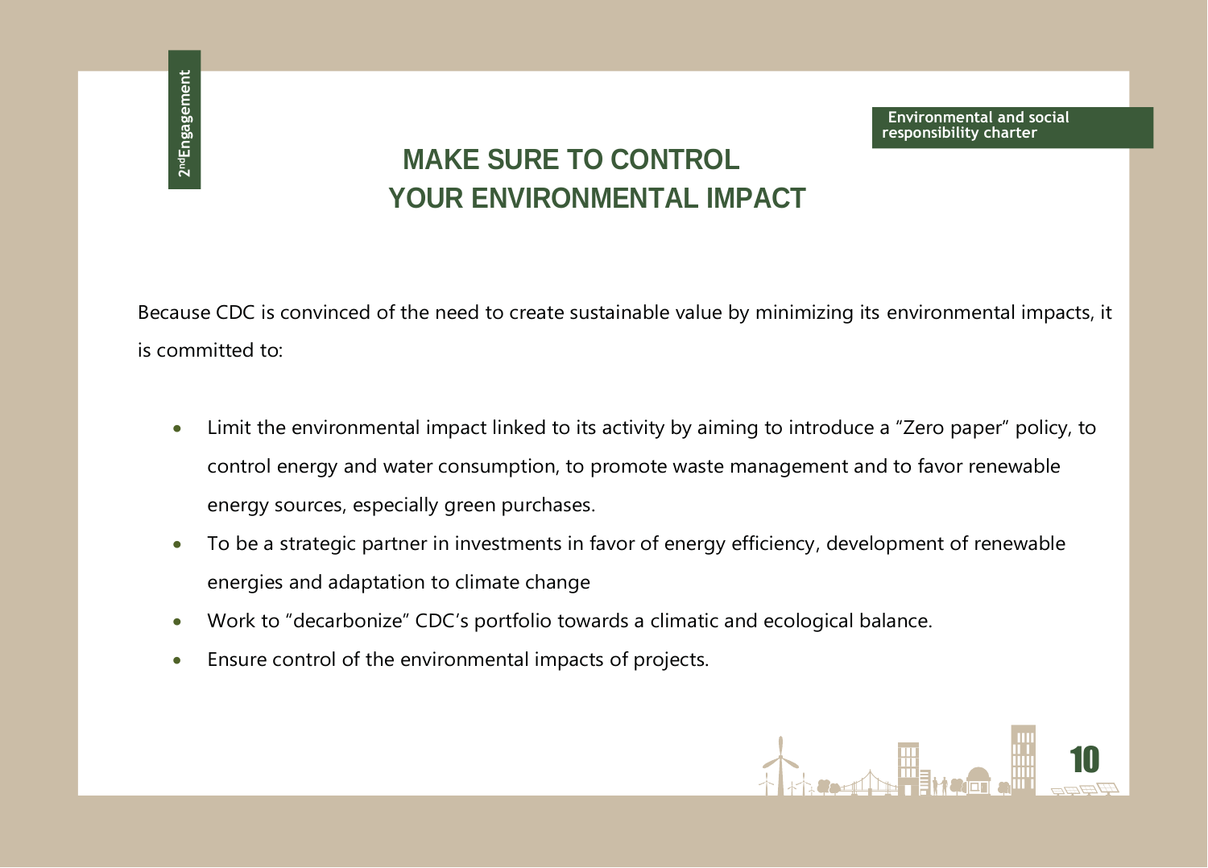# MAKE SURE TO CONTROL YOUR ENVIRONMENTAL IMPACT

Because CDC is convinced of the need to create sustainable value by minimizing its environmental impacts, it is committed to:

- Limit the environmental impact linked to its activity by aiming to introduce a “Zero paper” policy, to control energy and water consumption, to promote waste management and to favor renewable energy sources, especially green purchases.
- To be a strategic partner in investments in favor of energy efficiency, development of renewable energies and adaptation to climate change
- Work to “decarbonize” CDC’s portfolio towards a climatic and ecological balance.
- Ensure control of the environmental impacts of projects.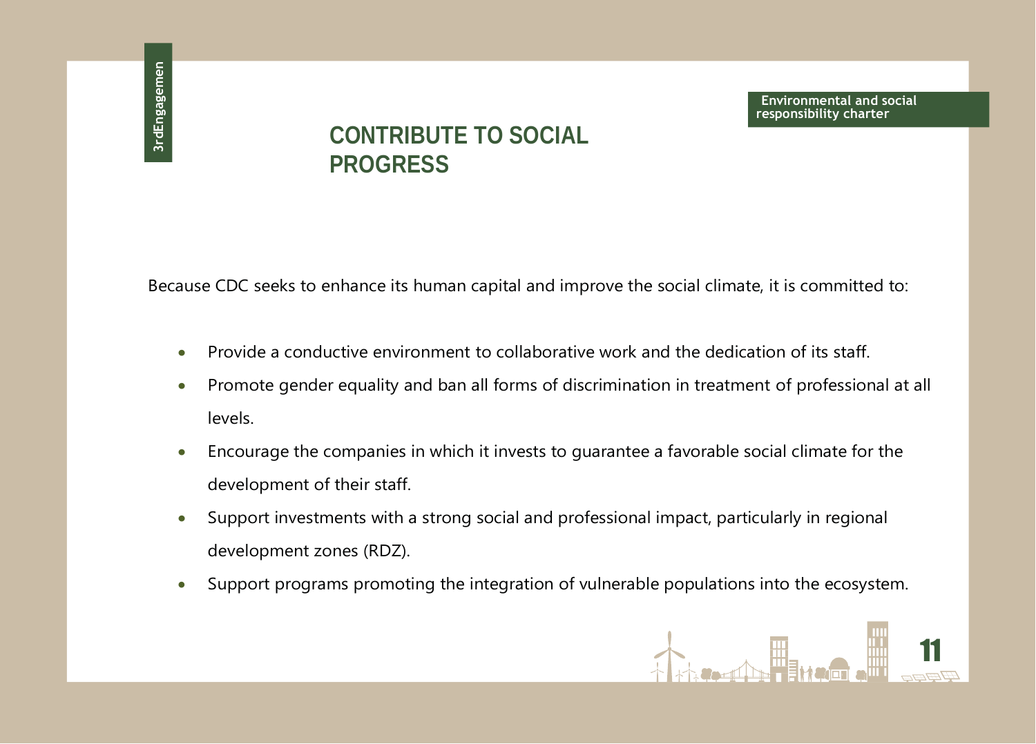## CONTRIBUTE TO SOCIAL PROGRESS

Because CDC seeks to enhance its human capital and improve the social climate, it is committed to:

- Provide a conductive environment to collaborative work and the dedication of its staff.
- Promote gender equality and ban all forms of discrimination in treatment of professional at all levels.
- Encourage the companies in which it invests to guarantee a favorable social climate for the development of their staff.
- Support investments with a strong social and professional impact, particularly in regional development zones (RDZ).
- Support programs promoting the integration of vulnerable populations into the ecosystem.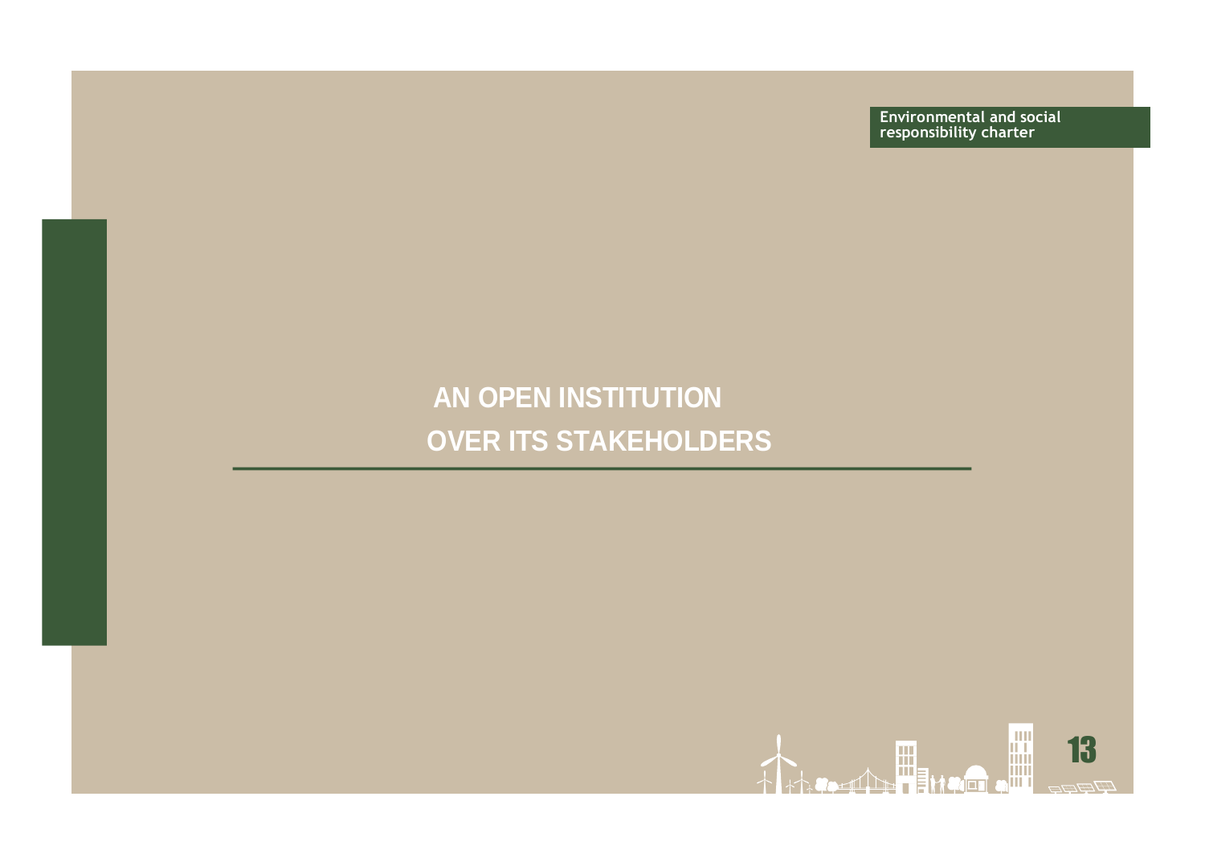# AN OPEN INSTITUTION OVER ITS STAKEHOLDERS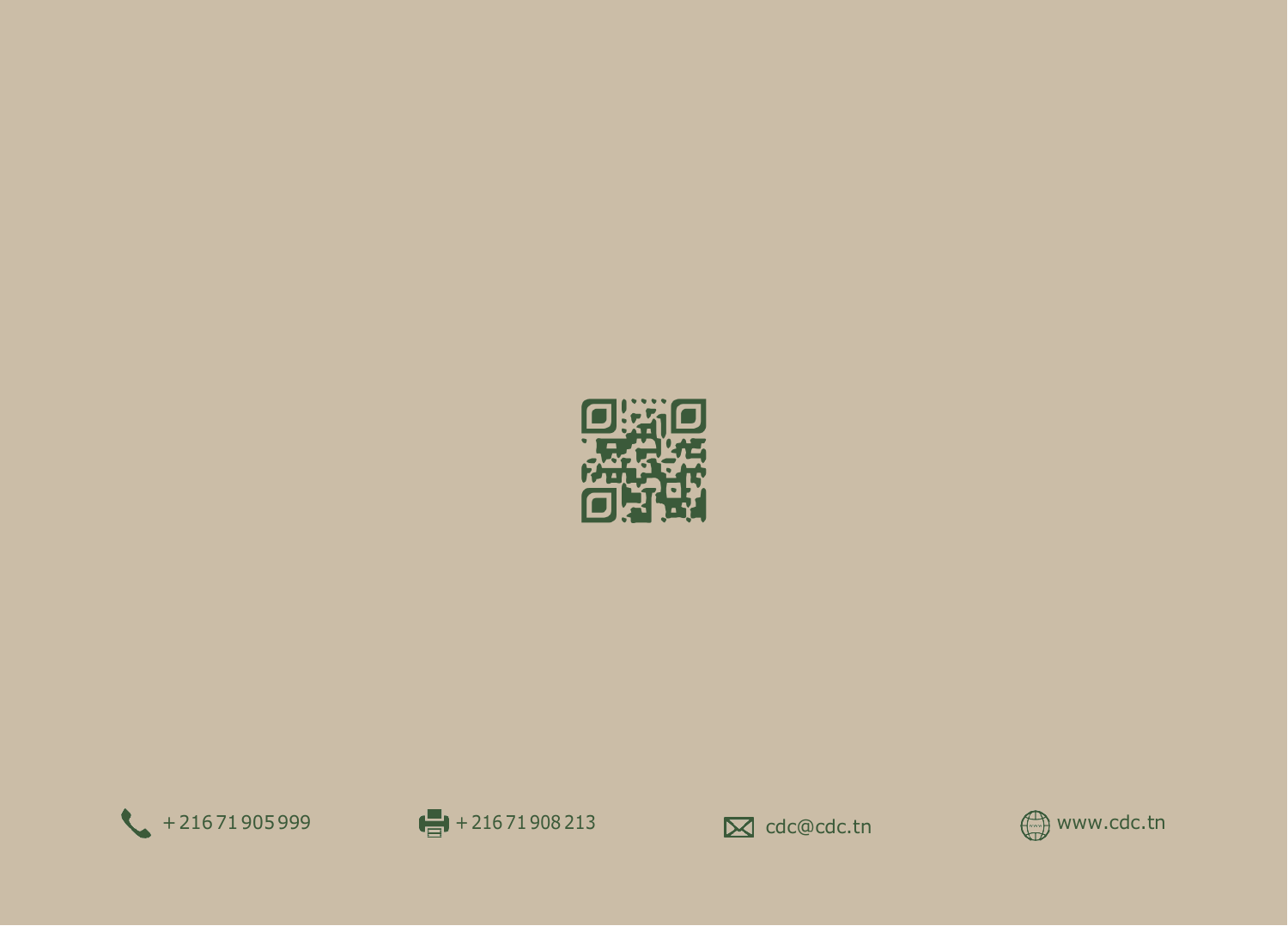+216 71 905 999

+216 71 908 213

cdc@cdc.tn

www.cdc.tn